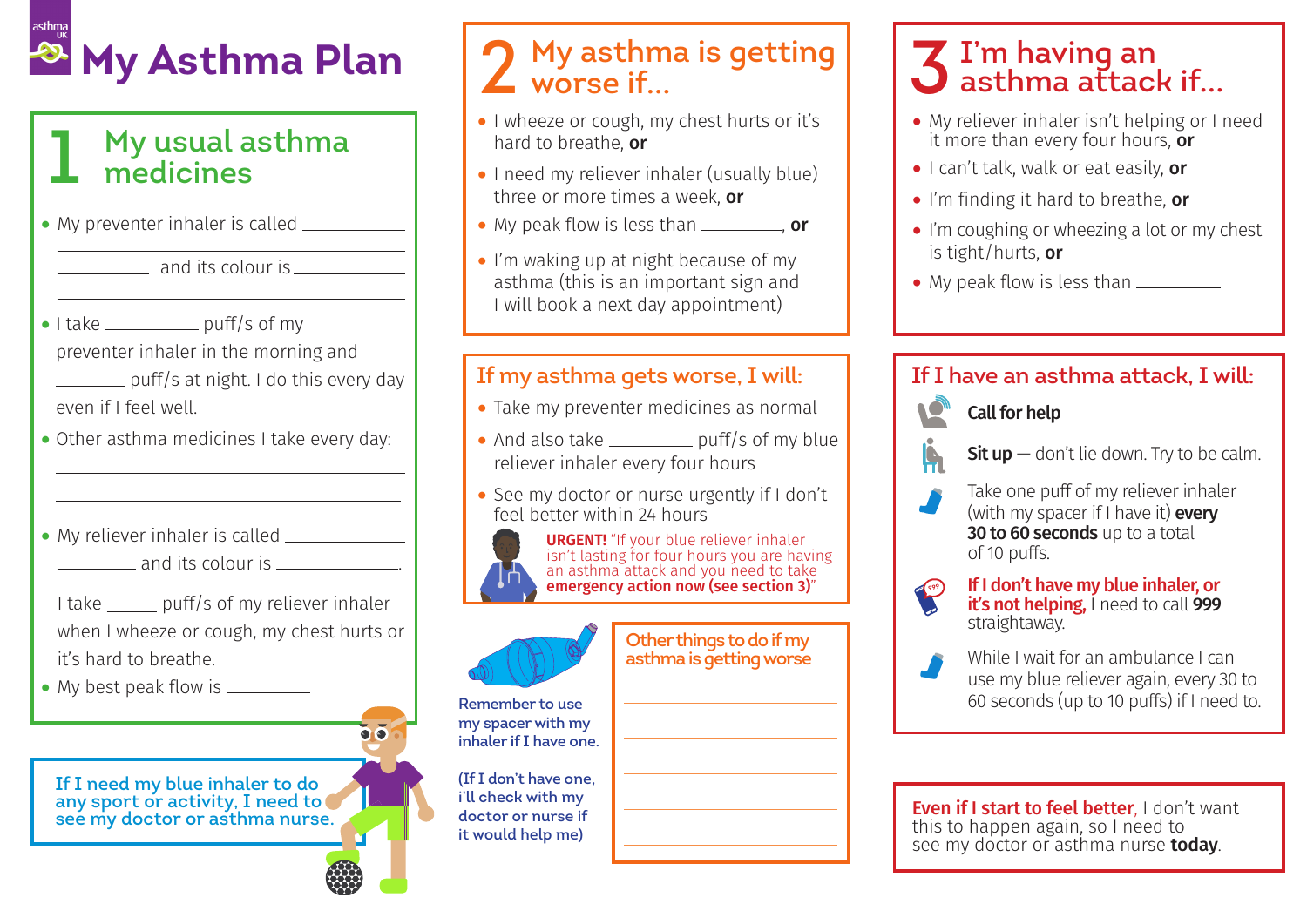# My Asthma Plan

## 1 My usual asthma medicines

- My preventer inhaler is called ______________________ and its colour is ______________________
- I take ________ puff/s of my preventer inhaler in the morning and ________ puff/s at night. I do this every day even if I feel well.
- Other asthma medicines I take every day: ______________________
- My reliever inhaler is called ______________________ and its colour is ______________________.

  I take _____ puff/s of my reliever inhaler when I wheeze or cough, my chest hurts or it's hard to breathe.
- My best peak flow is ________

If I need my blue inhaler to do any sport or activity, I need to see my doctor or asthma nurse.

## 2 My asthma is getting worse if...

- I wheeze or cough, my chest hurts or it's hard to breathe, **or**
- I need my reliever inhaler (usually blue) three or more times a week, **or**
- My peak flow is less than ________, **or**
- I'm waking up at night because of my asthma (this is an important sign and I will book a next day appointment)

### If my asthma gets worse, I will:

- Take my preventer medicines as normal
- And also take ________ puff/s of my blue reliever inhaler every four hours
- See my doctor or nurse urgently if I don't feel better within 24 hours

**URGENT!** "If your blue reliever inhaler isn't lasting for four hours you are having an asthma attack and you need to take **emergency action now (see section 3)**"

Remember to use my spacer with my inhaler if I have one.

(If I don't have one, i'll check with my doctor or nurse if it would help me)

### Other things to do if my asthma is getting worse

______________________

______________________

______________________

______________________

______________________

## 3 I'm having an asthma attack if...

- My reliever inhaler isn't helping or I need it more than every four hours, **or**
- I can't talk, walk or eat easily, **or**
- I'm finding it hard to breathe, **or**
- I'm coughing or wheezing a lot or my chest is tight/hurts, **or**
- My peak flow is less than ________

### If I have an asthma attack, I will:

**Call for help**

**Sit up** — don't lie down. Try to be calm.

Take one puff of my reliever inhaler (with my spacer if I have it) **every 30 to 60 seconds** up to a total of 10 puffs.

**If I don't have my blue inhaler, or it's not helping,** I need to call **999** straightaway.

While I wait for an ambulance I can use my blue reliever again, every 30 to 60 seconds (up to 10 puffs) if I need to.

**Even if I start to feel better**, I don't want this to happen again, so I need to see my doctor or asthma nurse **today**.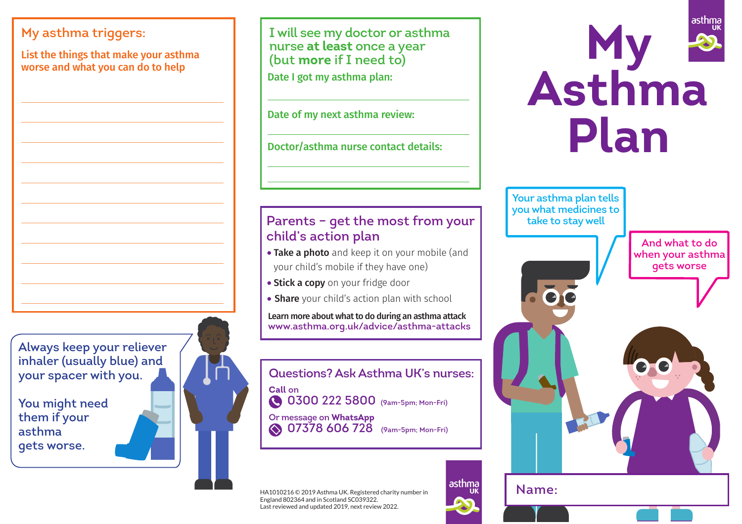## My asthma triggers:

**List the things that make your asthma worse and what you can do to help**

Always keep your reliever inhaler (usually blue) and your spacer with you.

You might need them if your asthma gets worse.

## I will see my doctor or asthma nurse **at least** once a year (but **more** if I need to)

**Date I got my asthma plan:**

**Date of my next asthma review:**

**Doctor/asthma nurse contact details:**

## Parents – get the most from your child's action plan

- **Take a photo** and keep it on your mobile (and your child's mobile if they have one)
- **Stick a copy** on your fridge door
- **Share** your child's action plan with school

**Learn more about what to do during an asthma attack**
www.asthma.org.uk/advice/asthma-attacks

## Questions? Ask Asthma UK's nurses:

**Call** on
0300 222 5800 (9am-5pm; Mon-Fri)

Or message on **WhatsApp**
07378 606 728 (9am-5pm; Mon-Fri)

HA1010216 © 2019 Asthma UK. Registered charity number in England 802364 and in Scotland SC039322.
Last reviewed and updated 2019, next review 2022.

asthma UK

# My Asthma Plan

asthma UK

Your asthma plan tells you what medicines to take to stay well

And what to do when your asthma gets worse

Name: